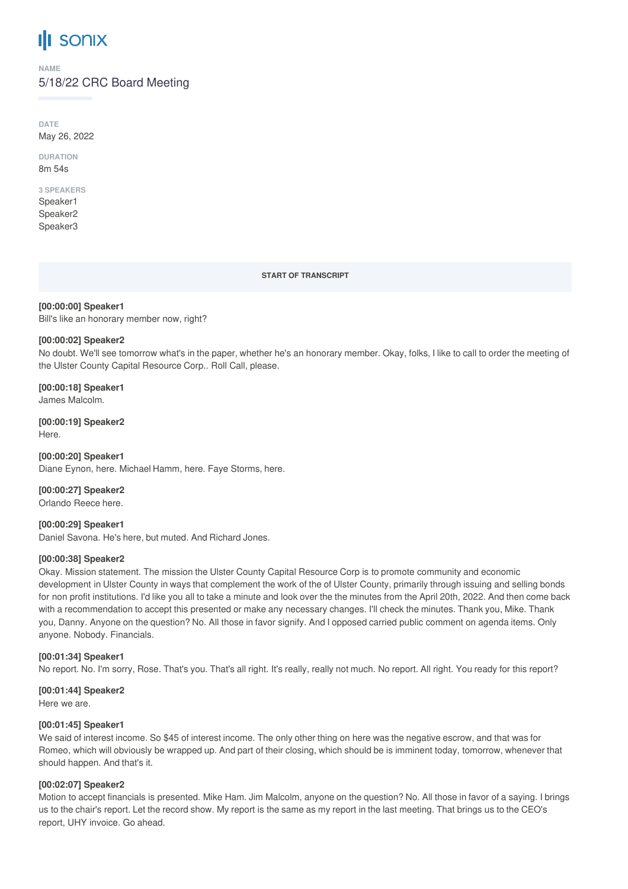# sonix

NAME

5/18/22 CRC Board Meeting

DATE

May 26, 2022

DURATION

8m 54s

3 SPEAKERS

Speaker1
Speaker2
Speaker3

START OF TRANSCRIPT

**[00:00:00] Speaker1**
Bill's like an honorary member now, right?

**[00:00:02] Speaker2**
No doubt. We'll see tomorrow what's in the paper, whether he's an honorary member. Okay, folks, I like to call to order the meeting of the Ulster County Capital Resource Corp.. Roll Call, please.

**[00:00:18] Speaker1**
James Malcolm.

**[00:00:19] Speaker2**
Here.

**[00:00:20] Speaker1**
Diane Eynon, here. Michael Hamm, here. Faye Storms, here.

**[00:00:27] Speaker2**
Orlando Reece here.

**[00:00:29] Speaker1**
Daniel Savona. He's here, but muted. And Richard Jones.

**[00:00:38] Speaker2**
Okay. Mission statement. The mission the Ulster County Capital Resource Corp is to promote community and economic development in Ulster County in ways that complement the work of the of Ulster County, primarily through issuing and selling bonds for non profit institutions. I'd like you all to take a minute and look over the the minutes from the April 20th, 2022. And then come back with a recommendation to accept this presented or make any necessary changes. I'll check the minutes. Thank you, Mike. Thank you, Danny. Anyone on the question? No. All those in favor signify. And I opposed carried public comment on agenda items. Only anyone. Nobody. Financials.

**[00:01:34] Speaker1**
No report. No. I'm sorry, Rose. That's you. That's all right. It's really, really not much. No report. All right. You ready for this report?

**[00:01:44] Speaker2**
Here we are.

**[00:01:45] Speaker1**
We said of interest income. So $45 of interest income. The only other thing on here was the negative escrow, and that was for Romeo, which will obviously be wrapped up. And part of their closing, which should be is imminent today, tomorrow, whenever that should happen. And that's it.

**[00:02:07] Speaker2**
Motion to accept financials is presented. Mike Ham. Jim Malcolm, anyone on the question? No. All those in favor of a saying. I brings us to the chair's report. Let the record show. My report is the same as my report in the last meeting. That brings us to the CEO's report, UHY invoice. Go ahead.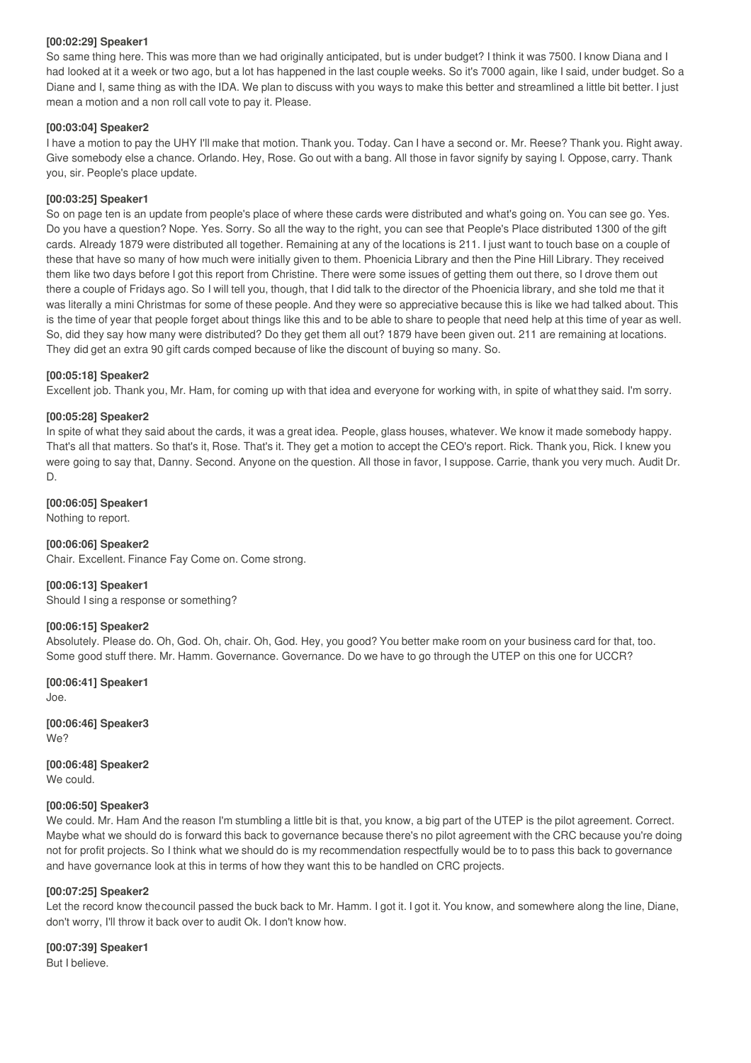**[00:02:29] Speaker1**

So same thing here. This was more than we had originally anticipated, but is under budget? I think it was 7500. I know Diana and I had looked at it a week or two ago, but a lot has happened in the last couple weeks. So it's 7000 again, like I said, under budget. So a Diane and I, same thing as with the IDA. We plan to discuss with you ways to make this better and streamlined a little bit better. I just mean a motion and a non roll call vote to pay it. Please.

**[00:03:04] Speaker2**

I have a motion to pay the UHY I'll make that motion. Thank you. Today. Can I have a second or. Mr. Reese? Thank you. Right away. Give somebody else a chance. Orlando. Hey, Rose. Go out with a bang. All those in favor signify by saying I. Oppose, carry. Thank you, sir. People's place update.

**[00:03:25] Speaker1**

So on page ten is an update from people's place of where these cards were distributed and what's going on. You can see go. Yes. Do you have a question? Nope. Yes. Sorry. So all the way to the right, you can see that People's Place distributed 1300 of the gift cards. Already 1879 were distributed all together. Remaining at any of the locations is 211. I just want to touch base on a couple of these that have so many of how much were initially given to them. Phoenicia Library and then the Pine Hill Library. They received them like two days before I got this report from Christine. There were some issues of getting them out there, so I drove them out there a couple of Fridays ago. So I will tell you, though, that I did talk to the director of the Phoenicia library, and she told me that it was literally a mini Christmas for some of these people. And they were so appreciative because this is like we had talked about. This is the time of year that people forget about things like this and to be able to share to people that need help at this time of year as well. So, did they say how many were distributed? Do they get them all out? 1879 have been given out. 211 are remaining at locations. They did get an extra 90 gift cards comped because of like the discount of buying so many. So.

**[00:05:18] Speaker2**

Excellent job. Thank you, Mr. Ham, for coming up with that idea and everyone for working with, in spite of what they said. I'm sorry.

**[00:05:28] Speaker2**

In spite of what they said about the cards, it was a great idea. People, glass houses, whatever. We know it made somebody happy. That's all that matters. So that's it, Rose. That's it. They get a motion to accept the CEO's report. Rick. Thank you, Rick. I knew you were going to say that, Danny. Second. Anyone on the question. All those in favor, I suppose. Carrie, thank you very much. Audit Dr. D.

**[00:06:05] Speaker1**

Nothing to report.

**[00:06:06] Speaker2**

Chair. Excellent. Finance Fay Come on. Come strong.

**[00:06:13] Speaker1**

Should I sing a response or something?

**[00:06:15] Speaker2**

Absolutely. Please do. Oh, God. Oh, chair. Oh, God. Hey, you good? You better make room on your business card for that, too. Some good stuff there. Mr. Hamm. Governance. Governance. Do we have to go through the UTEP on this one for UCCR?

**[00:06:41] Speaker1**

Joe.

**[00:06:46] Speaker3**

We?

**[00:06:48] Speaker2**

We could.

**[00:06:50] Speaker3**

We could. Mr. Ham And the reason I'm stumbling a little bit is that, you know, a big part of the UTEP is the pilot agreement. Correct. Maybe what we should do is forward this back to governance because there's no pilot agreement with the CRC because you're doing not for profit projects. So I think what we should do is my recommendation respectfully would be to to pass this back to governance and have governance look at this in terms of how they want this to be handled on CRC projects.

**[00:07:25] Speaker2**

Let the record know thecouncil passed the buck back to Mr. Hamm. I got it. I got it. You know, and somewhere along the line, Diane, don't worry, I'll throw it back over to audit Ok. I don't know how.

**[00:07:39] Speaker1**

But I believe.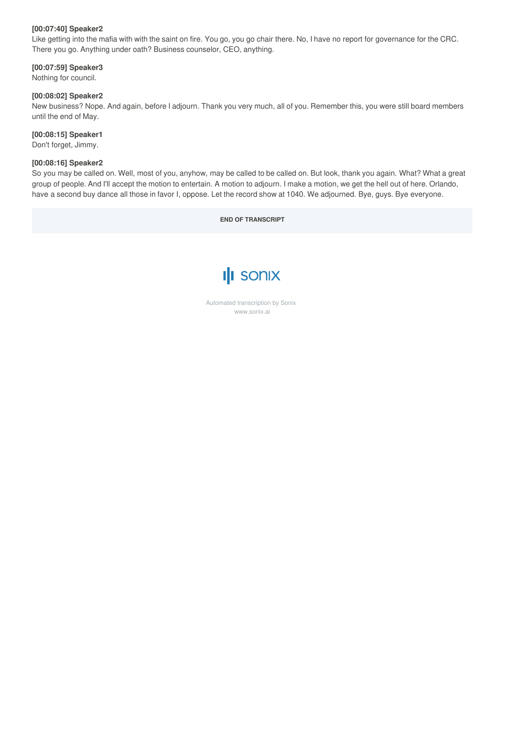**[00:07:40] Speaker2**
Like getting into the mafia with with the saint on fire. You go, you go chair there. No, I have no report for governance for the CRC. There you go. Anything under oath? Business counselor, CEO, anything.

**[00:07:59] Speaker3**
Nothing for council.

**[00:08:02] Speaker2**
New business? Nope. And again, before I adjourn. Thank you very much, all of you. Remember this, you were still board members until the end of May.

**[00:08:15] Speaker1**
Don't forget, Jimmy.

**[00:08:16] Speaker2**
So you may be called on. Well, most of you, anyhow, may be called to be called on. But look, thank you again. What? What a great group of people. And I'll accept the motion to entertain. A motion to adjourn. I make a motion, we get the hell out of here. Orlando, have a second buy dance all those in favor I, oppose. Let the record show at 1040. We adjourned. Bye, guys. Bye everyone.

**END OF TRANSCRIPT**

sonix

Automated transcription by Sonix
www.sonix.ai